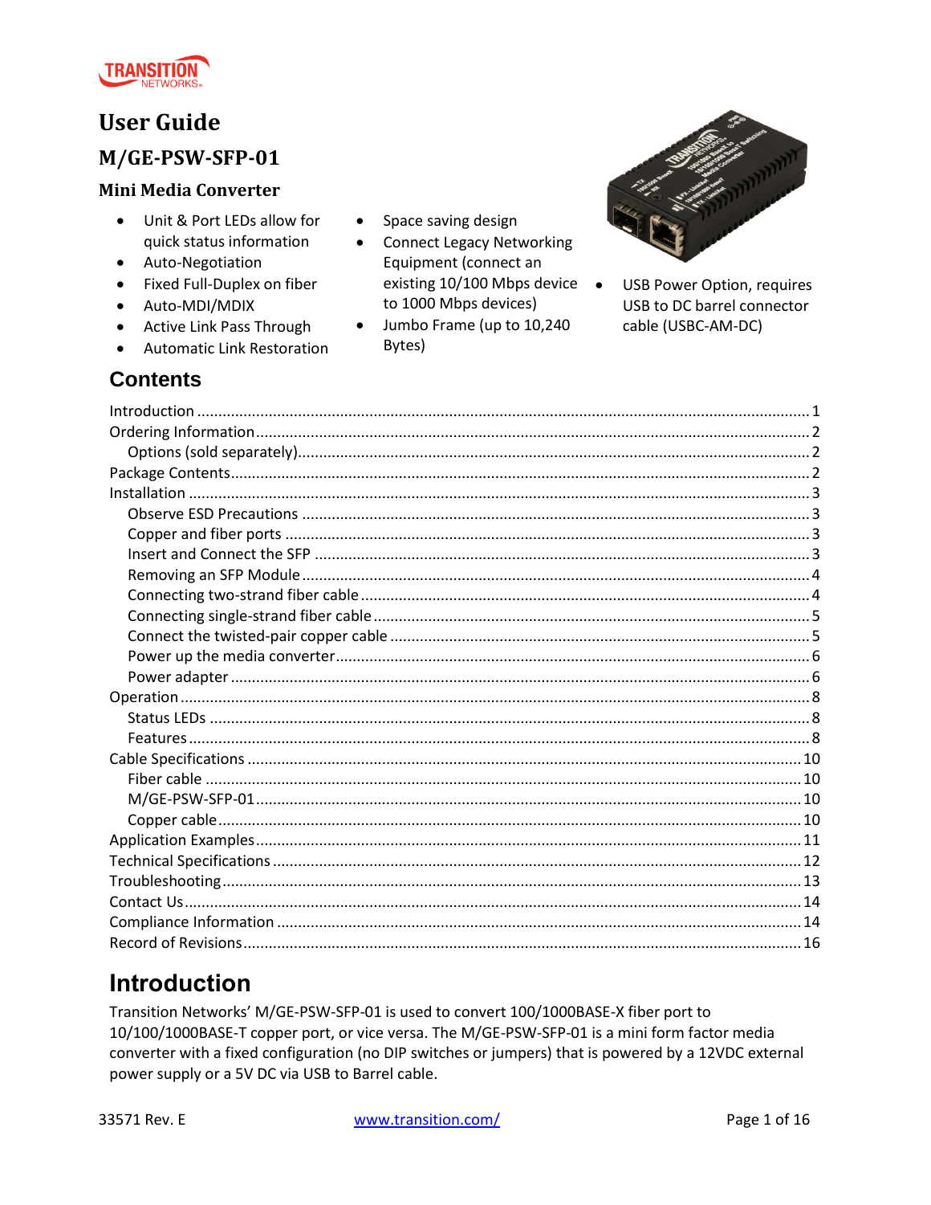TRANSITION NETWORKS

# User Guide

## M/GE-PSW-SFP-01

### Mini Media Converter

- Unit & Port LEDs allow for quick status information
- Auto-Negotiation
- Fixed Full-Duplex on fiber
- Auto-MDI/MDIX
- Active Link Pass Through
- Automatic Link Restoration
- Space saving design
- Connect Legacy Networking Equipment (connect an existing 10/100 Mbps device to 1000 Mbps devices)
- Jumbo Frame (up to 10,240 Bytes)
- USB Power Option, requires USB to DC barrel connector cable (USBC-AM-DC)

## Contents

Introduction ........ 1
Ordering Information ........ 2
  Options (sold separately) ........ 2
Package Contents ........ 2
Installation ........ 3
  Observe ESD Precautions ........ 3
  Copper and fiber ports ........ 3
  Insert and Connect the SFP ........ 3
  Removing an SFP Module ........ 4
  Connecting two-strand fiber cable ........ 4
  Connecting single-strand fiber cable ........ 5
  Connect the twisted-pair copper cable ........ 5
  Power up the media converter ........ 6
  Power adapter ........ 6
Operation ........ 8
  Status LEDs ........ 8
  Features ........ 8
Cable Specifications ........ 10
  Fiber cable ........ 10
  M/GE-PSW-SFP-01 ........ 10
  Copper cable ........ 10
Application Examples ........ 11
Technical Specifications ........ 12
Troubleshooting ........ 13
Contact Us ........ 14
Compliance Information ........ 14
Record of Revisions ........ 16

## Introduction

Transition Networks' M/GE-PSW-SFP-01 is used to convert 100/1000BASE-X fiber port to 10/100/1000BASE-T copper port, or vice versa. The M/GE-PSW-SFP-01 is a mini form factor media converter with a fixed configuration (no DIP switches or jumpers) that is powered by a 12VDC external power supply or a 5V DC via USB to Barrel cable.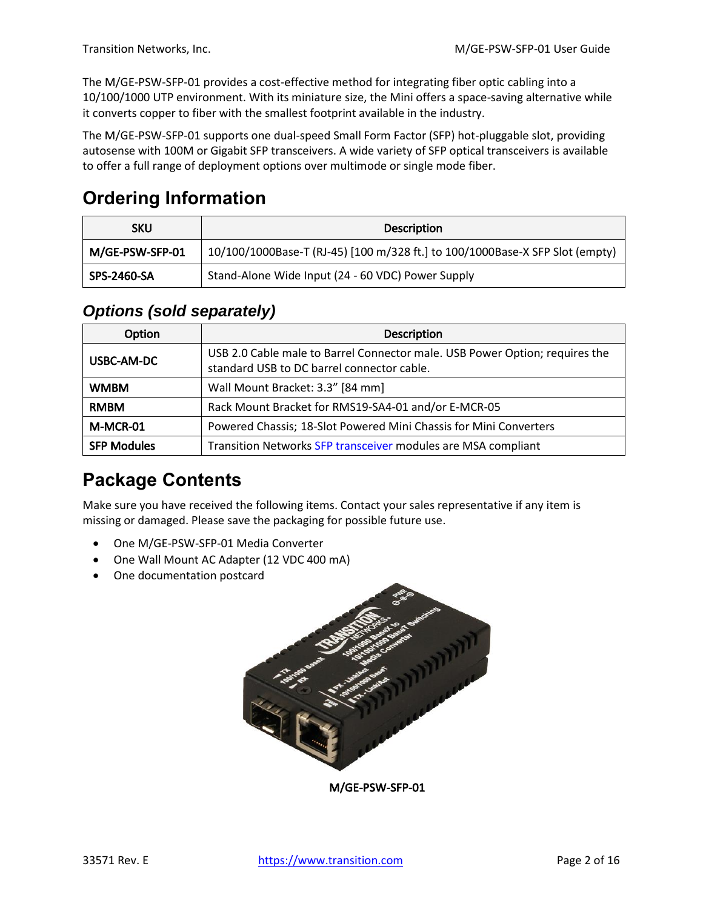The M/GE-PSW-SFP-01 provides a cost-effective method for integrating fiber optic cabling into a 10/100/1000 UTP environment. With its miniature size, the Mini offers a space-saving alternative while it converts copper to fiber with the smallest footprint available in the industry.

The M/GE-PSW-SFP-01 supports one dual-speed Small Form Factor (SFP) hot-pluggable slot, providing autosense with 100M or Gigabit SFP transceivers. A wide variety of SFP optical transceivers is available to offer a full range of deployment options over multimode or single mode fiber.

# Ordering Information

| SKU | Description |
|---|---|
| **M/GE-PSW-SFP-01** | 10/100/1000Base-T (RJ-45) [100 m/328 ft.] to 100/1000Base-X SFP Slot (empty) |
| **SPS-2460-SA** | Stand-Alone Wide Input (24 - 60 VDC) Power Supply |

## *Options (sold separately)*

| Option | Description |
|---|---|
| **USBC-AM-DC** | USB 2.0 Cable male to Barrel Connector male. USB Power Option; requires the standard USB to DC barrel connector cable. |
| **WMBM** | Wall Mount Bracket: 3.3" [84 mm] |
| **RMBM** | Rack Mount Bracket for RMS19-SA4-01 and/or E-MCR-05 |
| **M-MCR-01** | Powered Chassis; 18-Slot Powered Mini Chassis for Mini Converters |
| **SFP Modules** | Transition Networks SFP transceiver modules are MSA compliant |

# Package Contents

Make sure you have received the following items. Contact your sales representative if any item is missing or damaged. Please save the packaging for possible future use.

- One M/GE-PSW-SFP-01 Media Converter
- One Wall Mount AC Adapter (12 VDC 400 mA)
- One documentation postcard

**M/GE-PSW-SFP-01**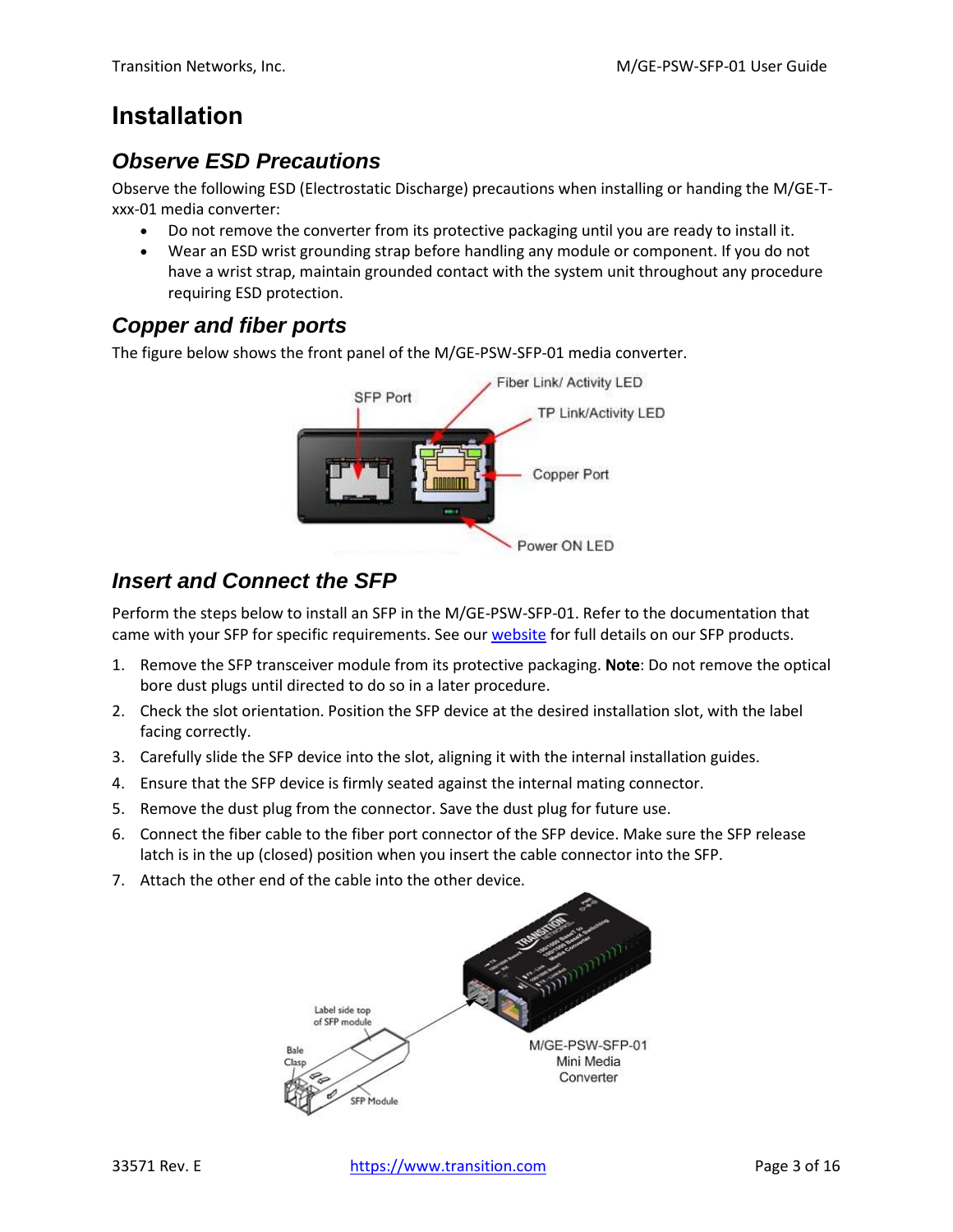# Installation

## Observe ESD Precautions

Observe the following ESD (Electrostatic Discharge) precautions when installing or handing the M/GE-T-xxx-01 media converter:

- Do not remove the converter from its protective packaging until you are ready to install it.
- Wear an ESD wrist grounding strap before handling any module or component. If you do not have a wrist strap, maintain grounded contact with the system unit throughout any procedure requiring ESD protection.

## Copper and fiber ports

The figure below shows the front panel of the M/GE-PSW-SFP-01 media converter.

## Insert and Connect the SFP

Perform the steps below to install an SFP in the M/GE-PSW-SFP-01. Refer to the documentation that came with your SFP for specific requirements. See our website for full details on our SFP products.

1. Remove the SFP transceiver module from its protective packaging. **Note**: Do not remove the optical bore dust plugs until directed to do so in a later procedure.
2. Check the slot orientation. Position the SFP device at the desired installation slot, with the label facing correctly.
3. Carefully slide the SFP device into the slot, aligning it with the internal installation guides.
4. Ensure that the SFP device is firmly seated against the internal mating connector.
5. Remove the dust plug from the connector. Save the dust plug for future use.
6. Connect the fiber cable to the fiber port connector of the SFP device. Make sure the SFP release latch is in the up (closed) position when you insert the cable connector into the SFP.
7. Attach the other end of the cable into the other device.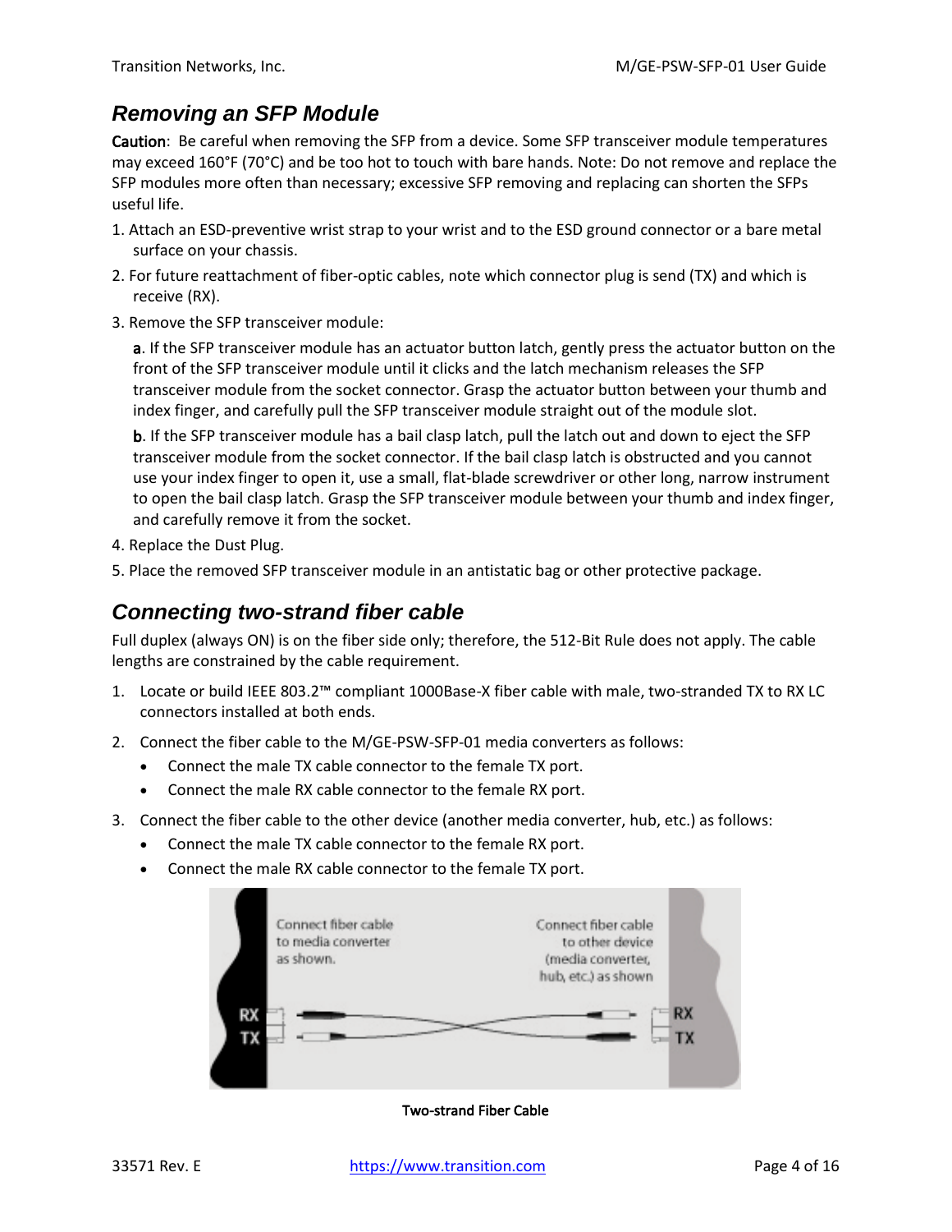## Removing an SFP Module

**Caution**: Be careful when removing the SFP from a device. Some SFP transceiver module temperatures may exceed 160°F (70°C) and be too hot to touch with bare hands. Note: Do not remove and replace the SFP modules more often than necessary; excessive SFP removing and replacing can shorten the SFPs useful life.

1. Attach an ESD-preventive wrist strap to your wrist and to the ESD ground connector or a bare metal surface on your chassis.
2. For future reattachment of fiber-optic cables, note which connector plug is send (TX) and which is receive (RX).
3. Remove the SFP transceiver module:

   **a**. If the SFP transceiver module has an actuator button latch, gently press the actuator button on the front of the SFP transceiver module until it clicks and the latch mechanism releases the SFP transceiver module from the socket connector. Grasp the actuator button between your thumb and index finger, and carefully pull the SFP transceiver module straight out of the module slot.

   **b**. If the SFP transceiver module has a bail clasp latch, pull the latch out and down to eject the SFP transceiver module from the socket connector. If the bail clasp latch is obstructed and you cannot use your index finger to open it, use a small, flat-blade screwdriver or other long, narrow instrument to open the bail clasp latch. Grasp the SFP transceiver module between your thumb and index finger, and carefully remove it from the socket.
4. Replace the Dust Plug.
5. Place the removed SFP transceiver module in an antistatic bag or other protective package.

## Connecting two-strand fiber cable

Full duplex (always ON) is on the fiber side only; therefore, the 512-Bit Rule does not apply. The cable lengths are constrained by the cable requirement.

1. Locate or build IEEE 803.2™ compliant 1000Base-X fiber cable with male, two-stranded TX to RX LC connectors installed at both ends.
2. Connect the fiber cable to the M/GE-PSW-SFP-01 media converters as follows:
   - Connect the male TX cable connector to the female TX port.
   - Connect the male RX cable connector to the female RX port.
3. Connect the fiber cable to the other device (another media converter, hub, etc.) as follows:
   - Connect the male TX cable connector to the female RX port.
   - Connect the male RX cable connector to the female TX port.

Connect fiber cable to media converter as shown.

Connect fiber cable to other device (media converter, hub, etc.) as shown

RX TX RX TX

**Two-strand Fiber Cable**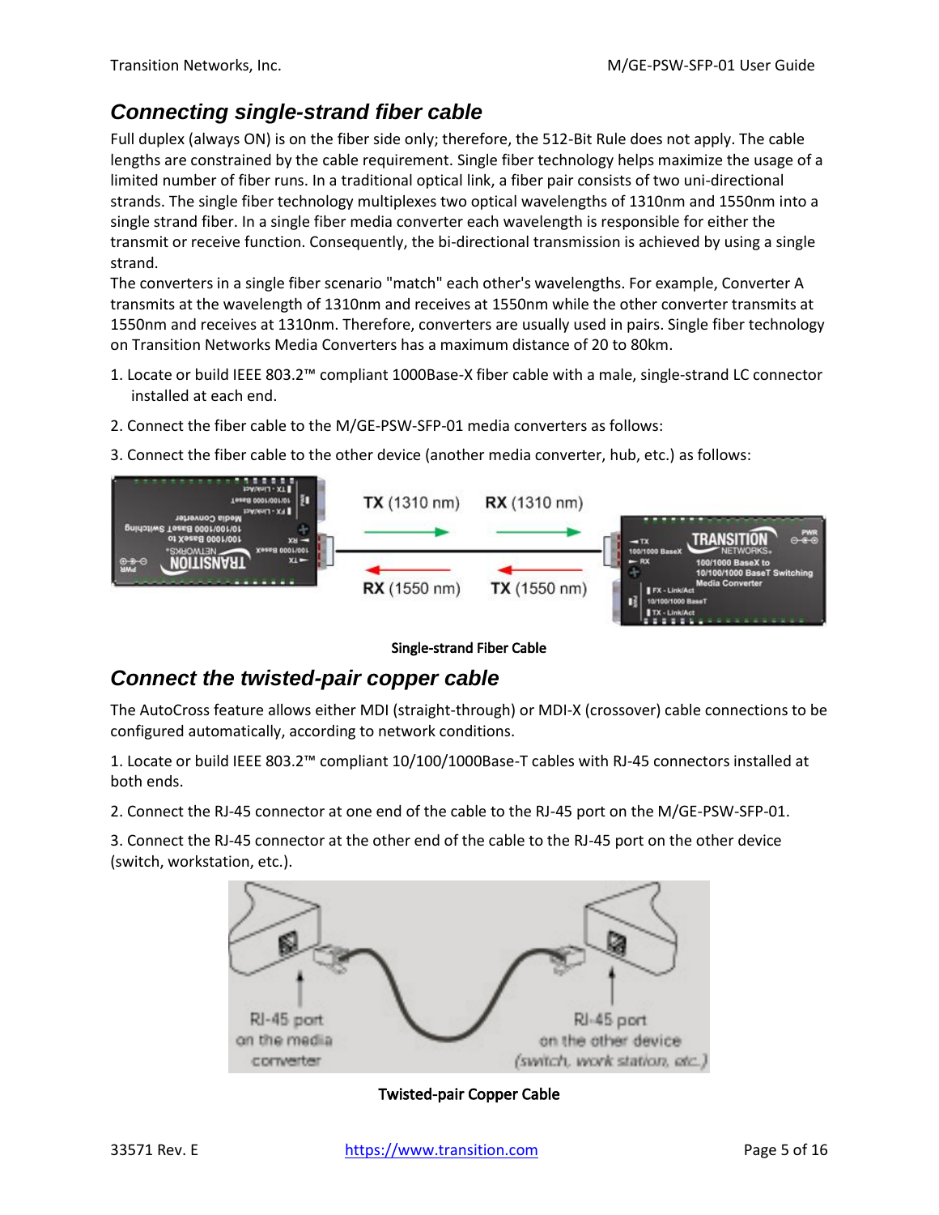## Connecting single-strand fiber cable

Full duplex (always ON) is on the fiber side only; therefore, the 512-Bit Rule does not apply. The cable lengths are constrained by the cable requirement. Single fiber technology helps maximize the usage of a limited number of fiber runs. In a traditional optical link, a fiber pair consists of two uni-directional strands. The single fiber technology multiplexes two optical wavelengths of 1310nm and 1550nm into a single strand fiber. In a single fiber media converter each wavelength is responsible for either the transmit or receive function. Consequently, the bi-directional transmission is achieved by using a single strand.

The converters in a single fiber scenario "match" each other's wavelengths. For example, Converter A transmits at the wavelength of 1310nm and receives at 1550nm while the other converter transmits at 1550nm and receives at 1310nm. Therefore, converters are usually used in pairs. Single fiber technology on Transition Networks Media Converters has a maximum distance of 20 to 80km.

1. Locate or build IEEE 802.2™ compliant 1000Base-X fiber cable with a male, single-strand LC connector installed at each end.
2. Connect the fiber cable to the M/GE-PSW-SFP-01 media converters as follows:
3. Connect the fiber cable to the other device (another media converter, hub, etc.) as follows:

**Single-strand Fiber Cable**

## Connect the twisted-pair copper cable

The AutoCross feature allows either MDI (straight-through) or MDI-X (crossover) cable connections to be configured automatically, according to network conditions.

1. Locate or build IEEE 802.2™ compliant 10/100/1000Base-T cables with RJ-45 connectors installed at both ends.
2. Connect the RJ-45 connector at one end of the cable to the RJ-45 port on the M/GE-PSW-SFP-01.
3. Connect the RJ-45 connector at the other end of the cable to the RJ-45 port on the other device (switch, workstation, etc.).

**Twisted-pair Copper Cable**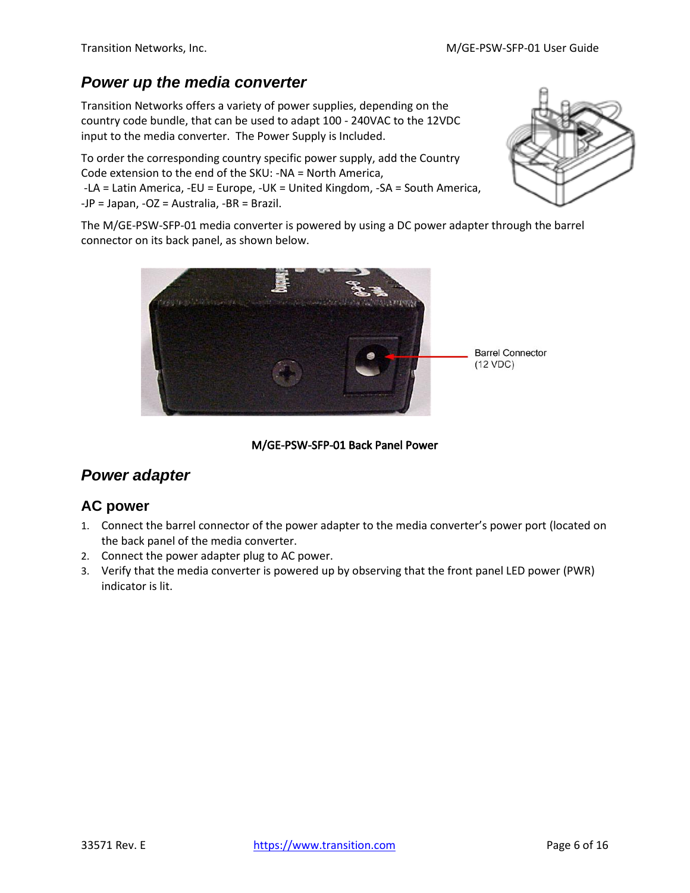## *Power up the media converter*

Transition Networks offers a variety of power supplies, depending on the country code bundle, that can be used to adapt 100 - 240VAC to the 12VDC input to the media converter.  The Power Supply is Included.

To order the corresponding country specific power supply, add the Country Code extension to the end of the SKU: -NA = North America, -LA = Latin America, -EU = Europe, -UK = United Kingdom, -SA = South America, -JP = Japan, -OZ = Australia, -BR = Brazil.

The M/GE-PSW-SFP-01 media converter is powered by using a DC power adapter through the barrel connector on its back panel, as shown below.

Barrel Connector (12 VDC)

**M/GE-PSW-SFP-01 Back Panel Power**

## *Power adapter*

### AC power

1. Connect the barrel connector of the power adapter to the media converter's power port (located on the back panel of the media converter.
2. Connect the power adapter plug to AC power.
3. Verify that the media converter is powered up by observing that the front panel LED power (PWR) indicator is lit.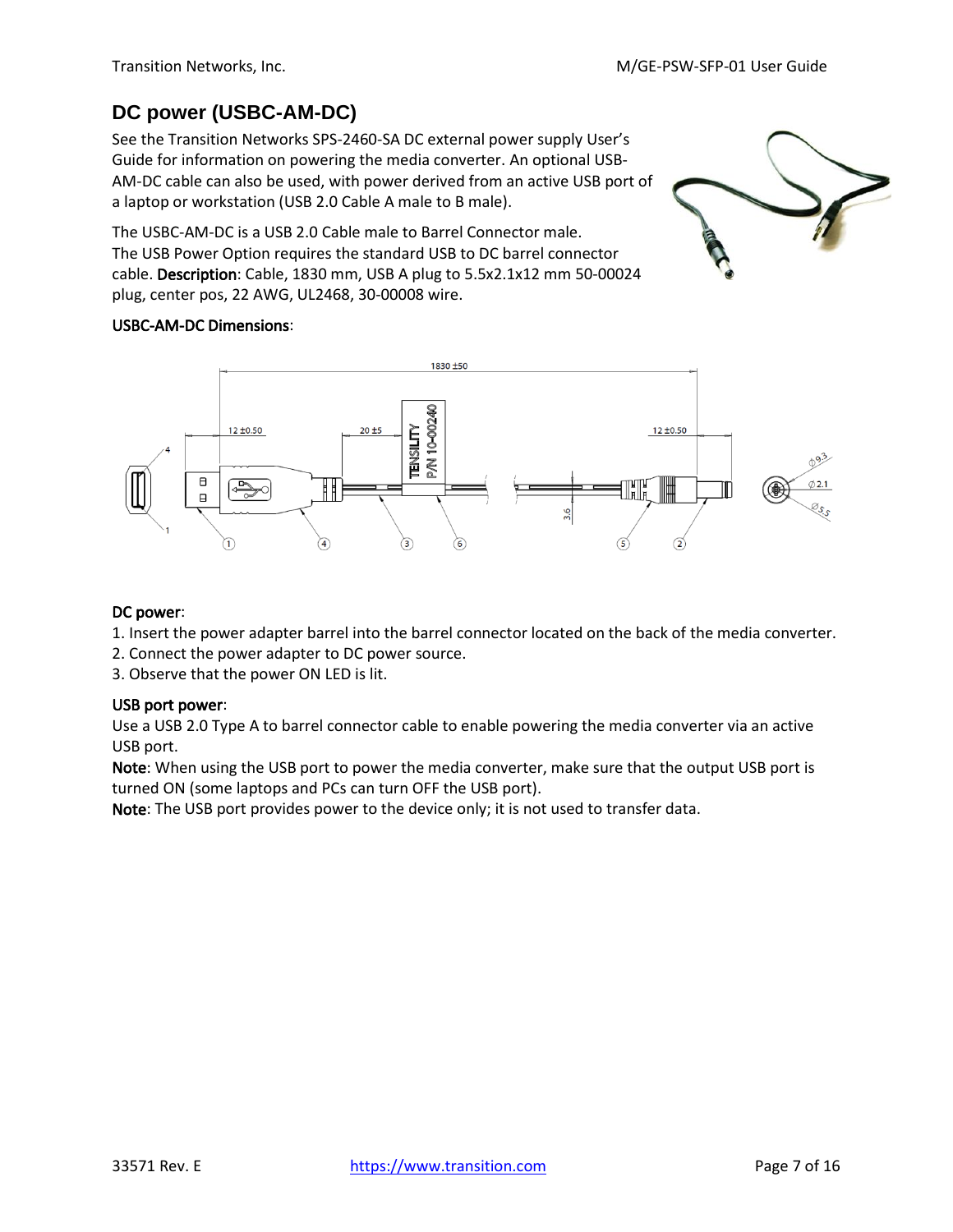## DC power (USBC-AM-DC)

See the Transition Networks SPS-2460-SA DC external power supply User's Guide for information on powering the media converter. An optional USB-AM-DC cable can also be used, with power derived from an active USB port of a laptop or workstation (USB 2.0 Cable A male to B male).

The USBC-AM-DC is a USB 2.0 Cable male to Barrel Connector male. The USB Power Option requires the standard USB to DC barrel connector cable. **Description**: Cable, 1830 mm, USB A plug to 5.5x2.1x12 mm 50-00024 plug, center pos, 22 AWG, UL2468, 30-00008 wire.

**USBC-AM-DC Dimensions**:

**DC power**:

1. Insert the power adapter barrel into the barrel connector located on the back of the media converter.
2. Connect the power adapter to DC power source.
3. Observe that the power ON LED is lit.

**USB port power**:

Use a USB 2.0 Type A to barrel connector cable to enable powering the media converter via an active USB port.

**Note**: When using the USB port to power the media converter, make sure that the output USB port is turned ON (some laptops and PCs can turn OFF the USB port).

**Note**: The USB port provides power to the device only; it is not used to transfer data.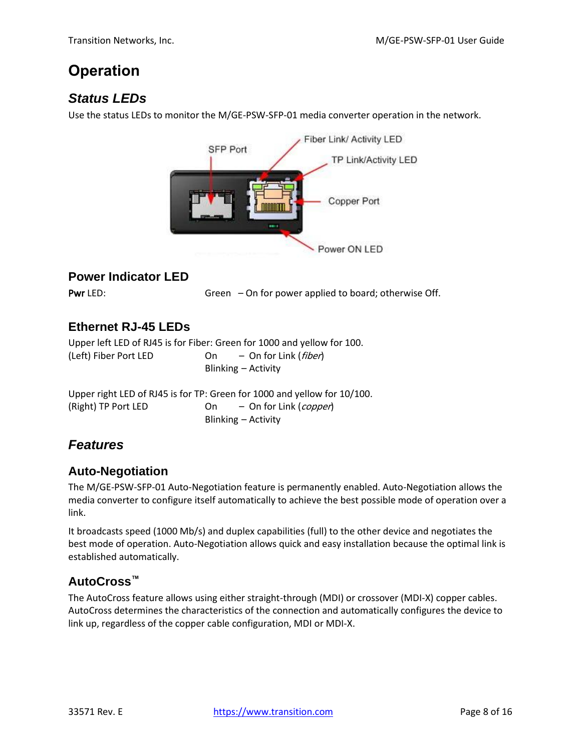# Operation

## *Status LEDs*

Use the status LEDs to monitor the M/GE-PSW-SFP-01 media converter operation in the network.

SFP Port

Fiber Link/ Activity LED

TP Link/Activity LED

Copper Port

Power ON LED

### Power Indicator LED

**Pwr** LED: Green – On for power applied to board; otherwise Off.

### Ethernet RJ-45 LEDs

Upper left LED of RJ45 is for Fiber: Green for 1000 and yellow for 100.

(Left) Fiber Port LED On – On for Link (*fiber*)
Blinking – Activity

Upper right LED of RJ45 is for TP: Green for 1000 and yellow for 10/100.

(Right) TP Port LED On – On for Link (*copper*)
Blinking – Activity

## *Features*

### Auto-Negotiation

The M/GE-PSW-SFP-01 Auto-Negotiation feature is permanently enabled. Auto-Negotiation allows the media converter to configure itself automatically to achieve the best possible mode of operation over a link.

It broadcasts speed (1000 Mb/s) and duplex capabilities (full) to the other device and negotiates the best mode of operation. Auto-Negotiation allows quick and easy installation because the optimal link is established automatically.

### AutoCross™

The AutoCross feature allows using either straight-through (MDI) or crossover (MDI-X) copper cables. AutoCross determines the characteristics of the connection and automatically configures the device to link up, regardless of the copper cable configuration, MDI or MDI-X.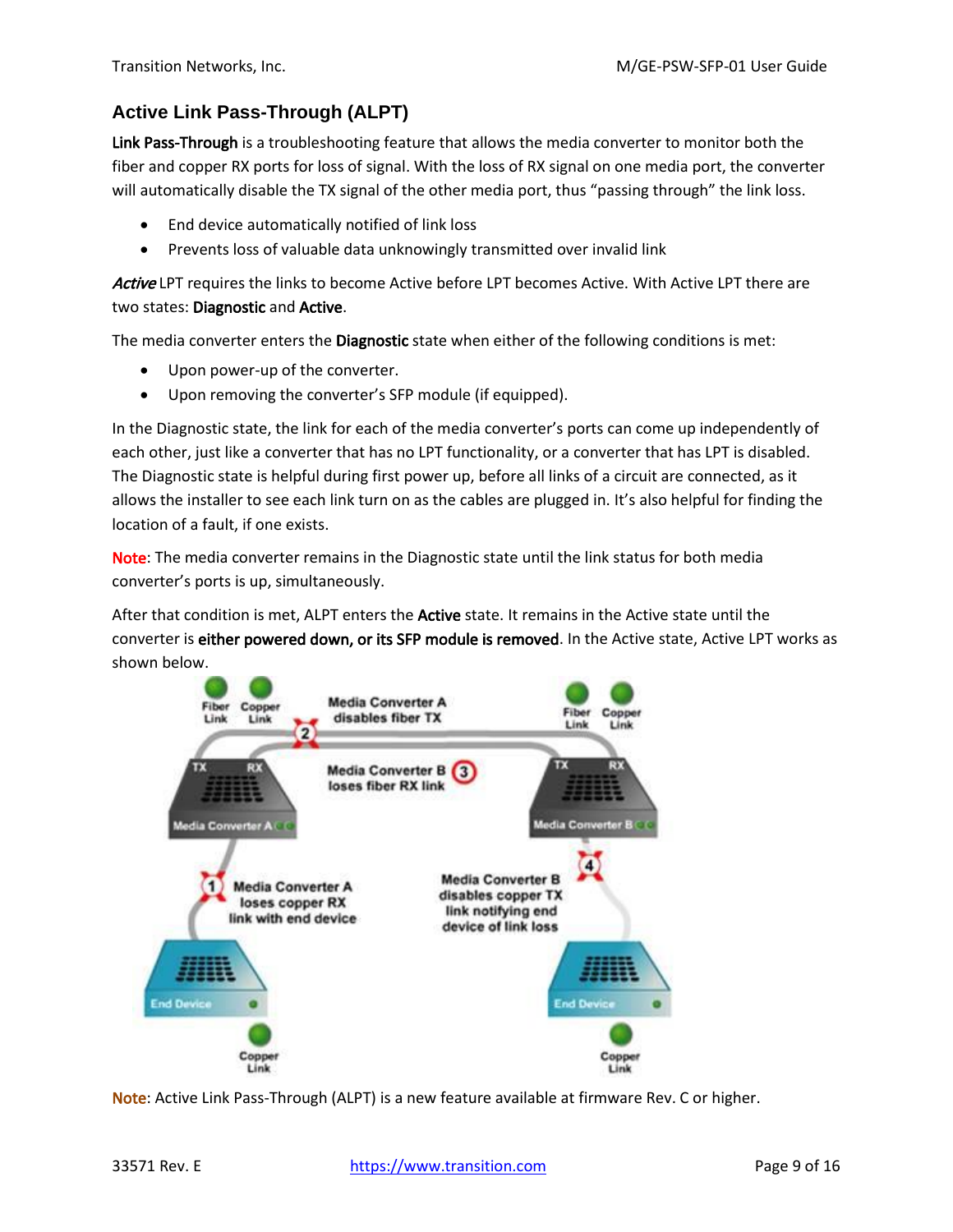## Active Link Pass-Through (ALPT)

**Link Pass-Through** is a troubleshooting feature that allows the media converter to monitor both the fiber and copper RX ports for loss of signal. With the loss of RX signal on one media port, the converter will automatically disable the TX signal of the other media port, thus "passing through" the link loss.

- End device automatically notified of link loss
- Prevents loss of valuable data unknowingly transmitted over invalid link

*Active* LPT requires the links to become Active before LPT becomes Active. With Active LPT there are two states: **Diagnostic** and **Active**.

The media converter enters the **Diagnostic** state when either of the following conditions is met:

- Upon power-up of the converter.
- Upon removing the converter's SFP module (if equipped).

In the Diagnostic state, the link for each of the media converter's ports can come up independently of each other, just like a converter that has no LPT functionality, or a converter that has LPT is disabled. The Diagnostic state is helpful during first power up, before all links of a circuit are connected, as it allows the installer to see each link turn on as the cables are plugged in. It's also helpful for finding the location of a fault, if one exists.

**Note**: The media converter remains in the Diagnostic state until the link status for both media converter's ports is up, simultaneously.

After that condition is met, ALPT enters the **Active** state. It remains in the Active state until the converter is **either powered down, or its SFP module is removed**. In the Active state, Active LPT works as shown below.

**Note**: Active Link Pass-Through (ALPT) is a new feature available at firmware Rev. C or higher.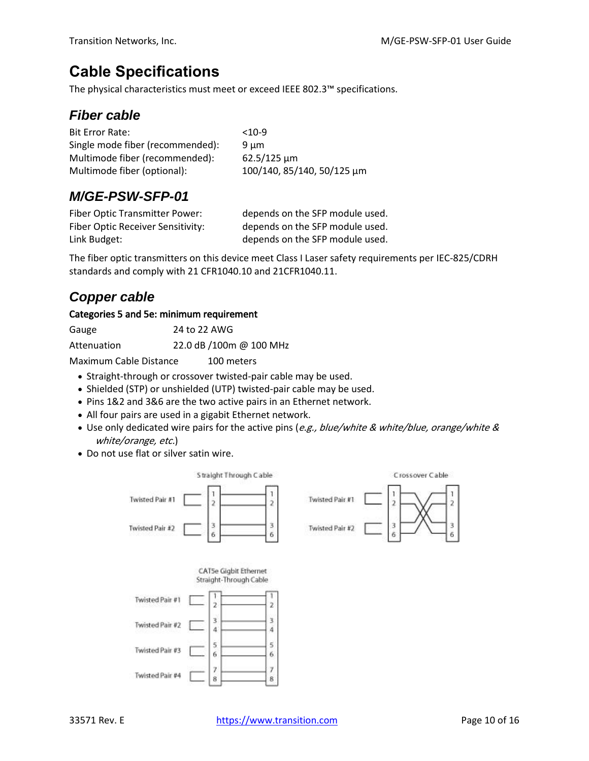## Cable Specifications

The physical characteristics must meet or exceed IEEE 802.3™ specifications.

### *Fiber cable*

| | |
|---|---|
| Bit Error Rate: | <10-9 |
| Single mode fiber (recommended): | 9 µm |
| Multimode fiber (recommended): | 62.5/125 µm |
| Multimode fiber (optional): | 100/140, 85/140, 50/125 µm |

### *M/GE-PSW-SFP-01*

| | |
|---|---|
| Fiber Optic Transmitter Power: | depends on the SFP module used. |
| Fiber Optic Receiver Sensitivity: | depends on the SFP module used. |
| Link Budget: | depends on the SFP module used. |

The fiber optic transmitters on this device meet Class I Laser safety requirements per IEC-825/CDRH standards and comply with 21 CFR1040.10 and 21CFR1040.11.

### *Copper cable*

**Categories 5 and 5e: minimum requirement**

| | |
|---|---|
| Gauge | 24 to 22 AWG |
| Attenuation | 22.0 dB /100m @ 100 MHz |
| Maximum Cable Distance | 100 meters |

- Straight-through or crossover twisted-pair cable may be used.
- Shielded (STP) or unshielded (UTP) twisted-pair cable may be used.
- Pins 1&2 and 3&6 are the two active pairs in an Ethernet network.
- All four pairs are used in a gigabit Ethernet network.
- Use only dedicated wire pairs for the active pins (*e.g., blue/white & white/blue, orange/white & white/orange, etc.*)
- Do not use flat or silver satin wire.

Straight Through Cable

Crossover Cable

CAT5e Gigbit Ethernet Straight-Through Cable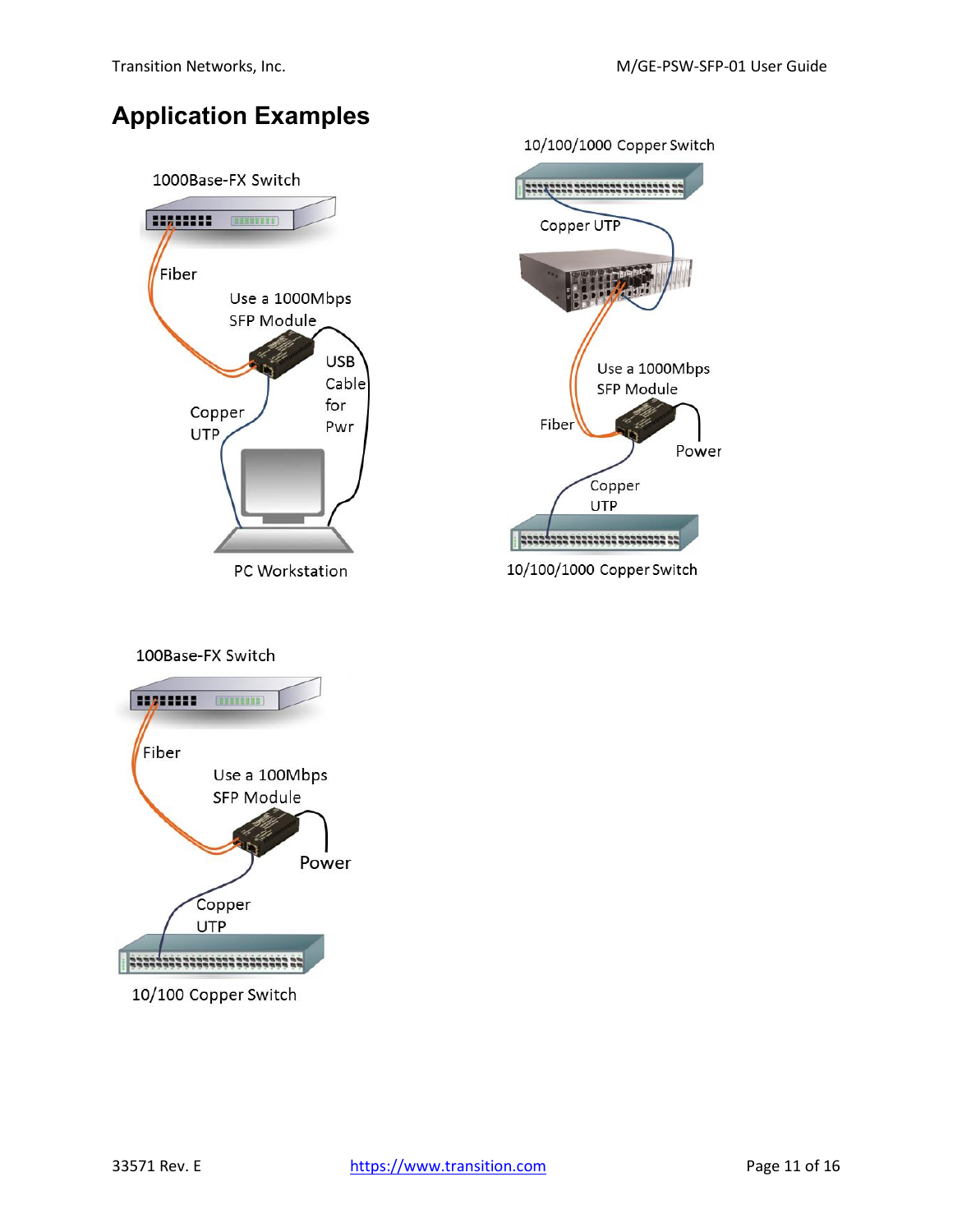# Application Examples

1000Base-FX Switch

Fiber

Use a 1000Mbps SFP Module

USB Cable for Pwr

Copper UTP

PC Workstation

10/100/1000 Copper Switch

Copper UTP

Use a 1000Mbps SFP Module

Fiber

Power

Copper UTP

10/100/1000 Copper Switch

100Base-FX Switch

Fiber

Use a 100Mbps SFP Module

Power

Copper UTP

10/100 Copper Switch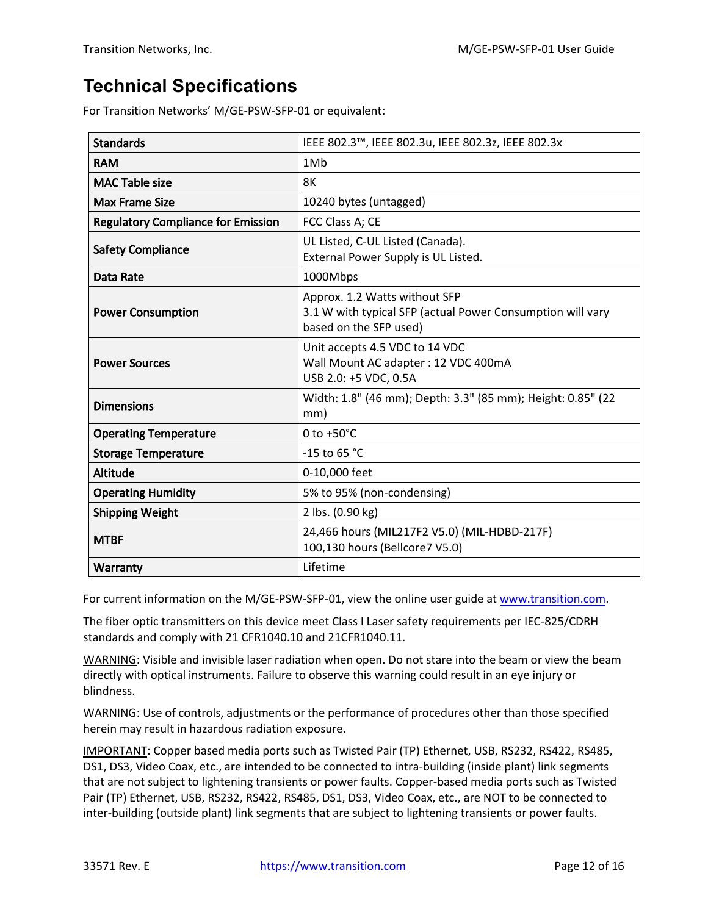# Technical Specifications

For Transition Networks' M/GE-PSW-SFP-01 or equivalent:

| | |
|---|---|
| **Standards** | IEEE 802.3™, IEEE 802.3u, IEEE 802.3z, IEEE 802.3x |
| **RAM** | 1Mb |
| **MAC Table size** | 8K |
| **Max Frame Size** | 10240 bytes (untagged) |
| **Regulatory Compliance for Emission** | FCC Class A; CE |
| **Safety Compliance** | UL Listed, C-UL Listed (Canada).<br>External Power Supply is UL Listed. |
| **Data Rate** | 1000Mbps |
| **Power Consumption** | Approx. 1.2 Watts without SFP<br>3.1 W with typical SFP (actual Power Consumption will vary based on the SFP used) |
| **Power Sources** | Unit accepts 4.5 VDC to 14 VDC<br>Wall Mount AC adapter : 12 VDC 400mA<br>USB 2.0: +5 VDC, 0.5A |
| **Dimensions** | Width: 1.8" (46 mm); Depth: 3.3" (85 mm); Height: 0.85" (22 mm) |
| **Operating Temperature** | 0 to +50°C |
| **Storage Temperature** | -15 to 65 °C |
| **Altitude** | 0-10,000 feet |
| **Operating Humidity** | 5% to 95% (non-condensing) |
| **Shipping Weight** | 2 lbs. (0.90 kg) |
| **MTBF** | 24,466 hours (MIL217F2 V5.0) (MIL-HDBD-217F)<br>100,130 hours (Bellcore7 V5.0) |
| **Warranty** | Lifetime |

For current information on the M/GE-PSW-SFP-01, view the online user guide at www.transition.com.

The fiber optic transmitters on this device meet Class I Laser safety requirements per IEC-825/CDRH standards and comply with 21 CFR1040.10 and 21CFR1040.11.

WARNING: Visible and invisible laser radiation when open. Do not stare into the beam or view the beam directly with optical instruments. Failure to observe this warning could result in an eye injury or blindness.

WARNING: Use of controls, adjustments or the performance of procedures other than those specified herein may result in hazardous radiation exposure.

IMPORTANT: Copper based media ports such as Twisted Pair (TP) Ethernet, USB, RS232, RS422, RS485, DS1, DS3, Video Coax, etc., are intended to be connected to intra-building (inside plant) link segments that are not subject to lightening transients or power faults. Copper-based media ports such as Twisted Pair (TP) Ethernet, USB, RS232, RS422, RS485, DS1, DS3, Video Coax, etc., are NOT to be connected to inter-building (outside plant) link segments that are subject to lightening transients or power faults.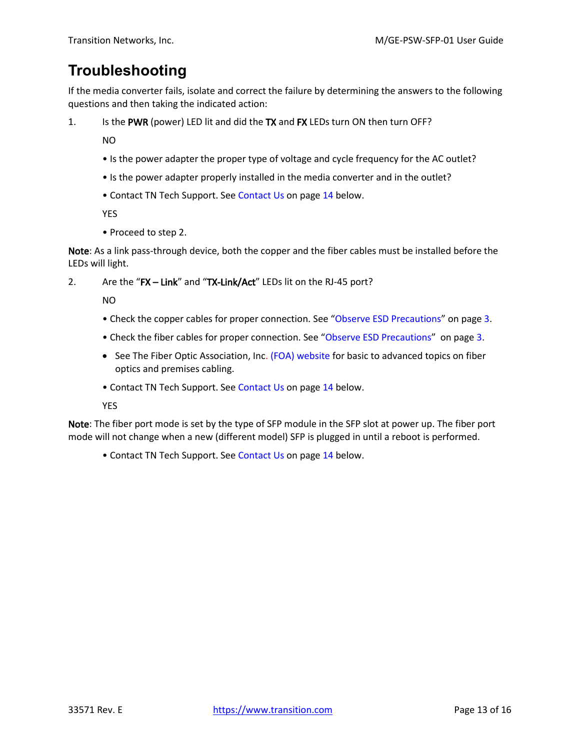# Troubleshooting

If the media converter fails, isolate and correct the failure by determining the answers to the following questions and then taking the indicated action:

1. Is the **PWR** (power) LED lit and did the **TX** and **FX** LEDs turn ON then turn OFF?

   NO

   - Is the power adapter the proper type of voltage and cycle frequency for the AC outlet?
   - Is the power adapter properly installed in the media converter and in the outlet?
   - Contact TN Tech Support. See Contact Us on page 14 below.

   YES

   - Proceed to step 2.

**Note**: As a link pass-through device, both the copper and the fiber cables must be installed before the LEDs will light.

2. Are the "**FX – Link**" and "**TX-Link/Act**" LEDs lit on the RJ-45 port?

   NO

   - Check the copper cables for proper connection. See "Observe ESD Precautions" on page 3.
   - Check the fiber cables for proper connection. See "Observe ESD Precautions" on page 3.
   - See The Fiber Optic Association, Inc. (FOA) website for basic to advanced topics on fiber optics and premises cabling.
   - Contact TN Tech Support. See Contact Us on page 14 below.

   YES

**Note**: The fiber port mode is set by the type of SFP module in the SFP slot at power up. The fiber port mode will not change when a new (different model) SFP is plugged in until a reboot is performed.

- Contact TN Tech Support. See Contact Us on page 14 below.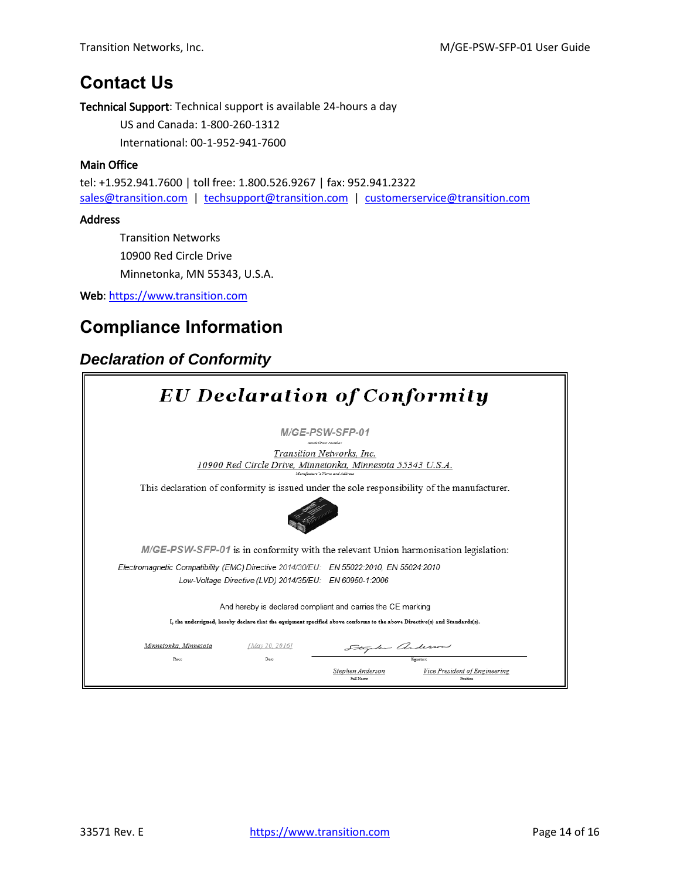## Contact Us

**Technical Support**: Technical support is available 24-hours a day

US and Canada: 1-800-260-1312

International: 00-1-952-941-7600

**Main Office**

tel: +1.952.941.7600 | toll free: 1.800.526.9267 | fax: 952.941.2322
sales@transition.com | techsupport@transition.com | customerservice@transition.com

**Address**

Transition Networks
10900 Red Circle Drive
Minnetonka, MN 55343, U.S.A.

**Web**: https://www.transition.com

## Compliance Information

### *Declaration of Conformity*

**EU Declaration of Conformity**

*M/GE-PSW-SFP-01*
Model/Part Number

Transition Networks, Inc.
10900 Red Circle Drive, Minnetonka, Minnesota 55343 U.S.A.
Manufacturer's Name and Address

This declaration of conformity is issued under the sole responsibility of the manufacturer.

*M/GE-PSW-SFP-01* is in conformity with the relevant Union harmonisation legislation:

*Electromagnetic Compatibility (EMC) Directive 2014/30/EU:* EN 55022:2010, EN 55024:2010
*Low-Voltage Directive (LVD) 2014/35/EU:* EN 60950-1:2006

And hereby is declared compliant and carries the CE marking

I, the undersigned, hereby declare that the equipment specified above conforms to the above Directive(s) and Standards(s).

| Minnetonka, Minnesota | [May 20, 2016] | Stephen Anderson |
|---|---|---|
| Place | Date | Signature |

| Stephen Anderson | Vice President of Engineering |
|---|---|
| Full Name | Position |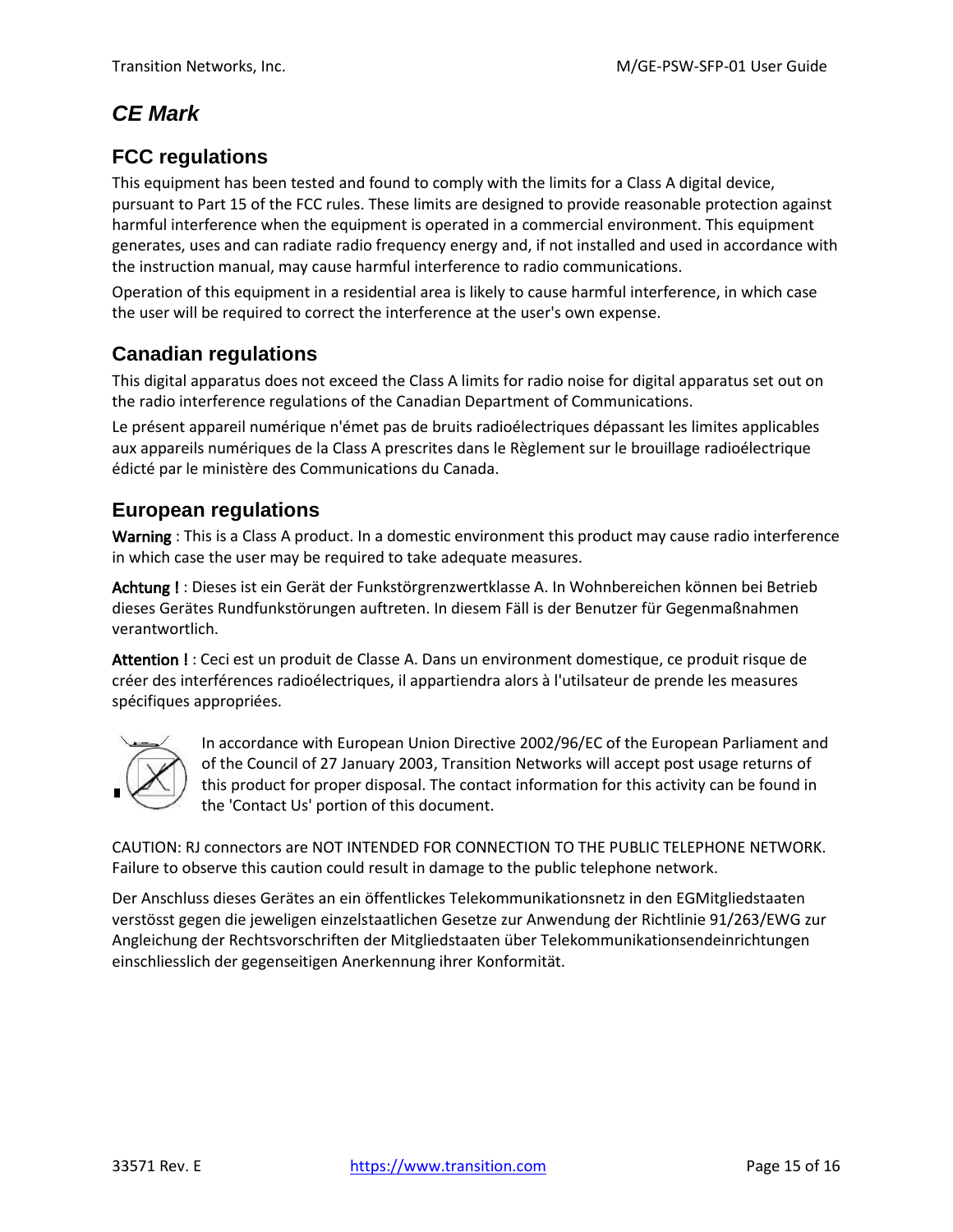## *CE Mark*

### FCC regulations

This equipment has been tested and found to comply with the limits for a Class A digital device, pursuant to Part 15 of the FCC rules. These limits are designed to provide reasonable protection against harmful interference when the equipment is operated in a commercial environment. This equipment generates, uses and can radiate radio frequency energy and, if not installed and used in accordance with the instruction manual, may cause harmful interference to radio communications.

Operation of this equipment in a residential area is likely to cause harmful interference, in which case the user will be required to correct the interference at the user's own expense.

### Canadian regulations

This digital apparatus does not exceed the Class A limits for radio noise for digital apparatus set out on the radio interference regulations of the Canadian Department of Communications.

Le présent appareil numérique n'émet pas de bruits radioélectriques dépassant les limites applicables aux appareils numériques de la Class A prescrites dans le Règlement sur le brouillage radioélectrique édicté par le ministère des Communications du Canada.

### European regulations

**Warning** : This is a Class A product. In a domestic environment this product may cause radio interference in which case the user may be required to take adequate measures.

**Achtung !** : Dieses ist ein Gerät der Funkstörgrenzwertklasse A. In Wohnbereichen können bei Betrieb dieses Gerätes Rundfunkstörungen auftreten. In diesem Fäll is der Benutzer für Gegenmaßnahmen verantwortlich.

**Attention !** : Ceci est un produit de Classe A. Dans un environment domestique, ce produit risque de créer des interférences radioélectriques, il appartiendra alors à l'utilsateur de prende les measures spécifiques appropriées.

In accordance with European Union Directive 2002/96/EC of the European Parliament and of the Council of 27 January 2003, Transition Networks will accept post usage returns of this product for proper disposal. The contact information for this activity can be found in the 'Contact Us' portion of this document.

CAUTION: RJ connectors are NOT INTENDED FOR CONNECTION TO THE PUBLIC TELEPHONE NETWORK. Failure to observe this caution could result in damage to the public telephone network.

Der Anschluss dieses Gerätes an ein öffentlickes Telekommunikationsnetz in den EGMitgliedstaaten verstösst gegen die jeweligen einzelstaatlichen Gesetze zur Anwendung der Richtlinie 91/263/EWG zur Angleichung der Rechtsvorschriften der Mitgliedstaaten über Telekommunikationsendeinrichtungen einschliesslich der gegenseitigen Anerkennung ihrer Konformität.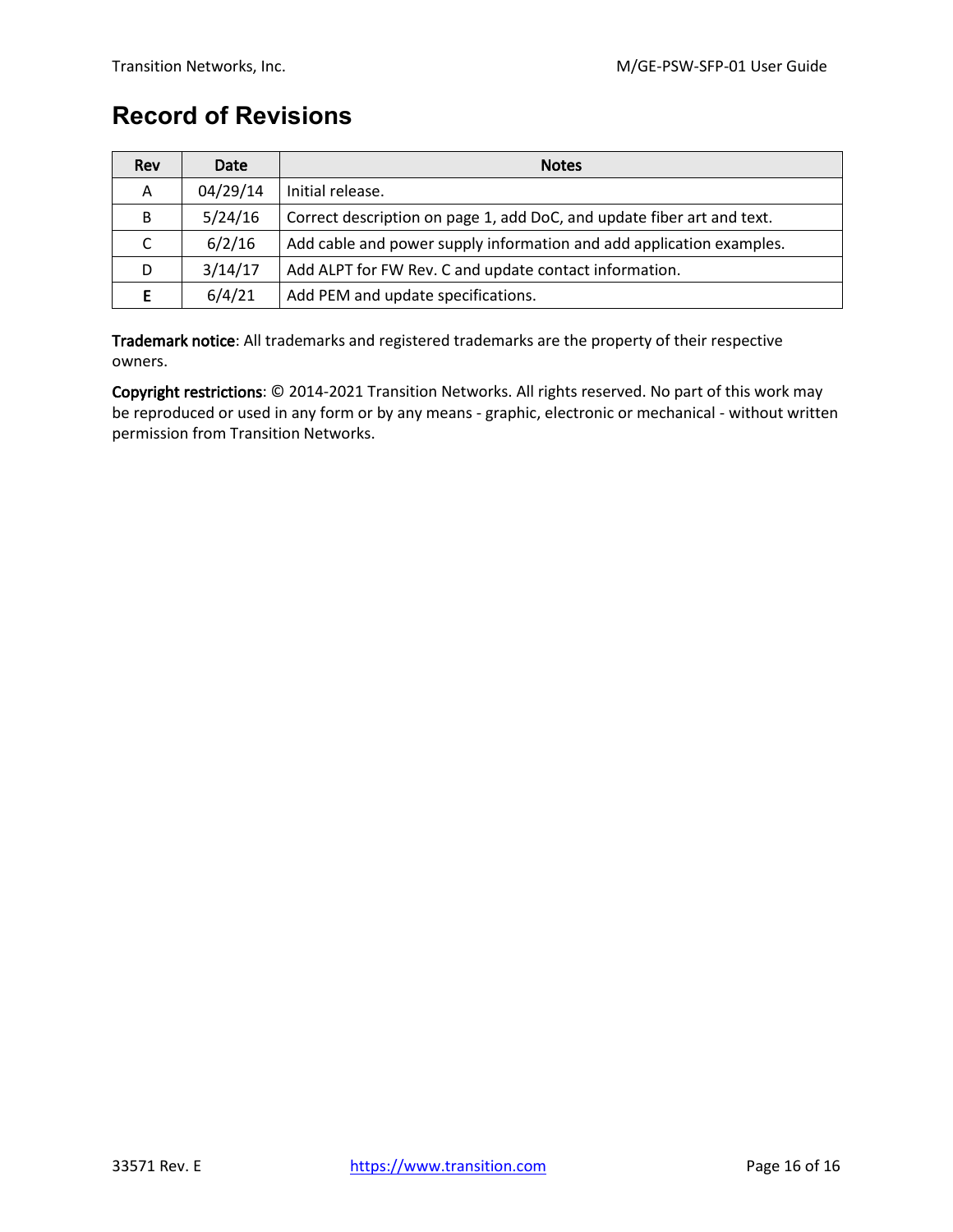# Record of Revisions

| Rev | Date | Notes |
|---|---|---|
| A | 04/29/14 | Initial release. |
| B | 5/24/16 | Correct description on page 1, add DoC, and update fiber art and text. |
| C | 6/2/16 | Add cable and power supply information and add application examples. |
| D | 3/14/17 | Add ALPT for FW Rev. C and update contact information. |
| **E** | 6/4/21 | Add PEM and update specifications. |

**Trademark notice**: All trademarks and registered trademarks are the property of their respective owners.

**Copyright restrictions**: © 2014-2021 Transition Networks. All rights reserved. No part of this work may be reproduced or used in any form or by any means - graphic, electronic or mechanical - without written permission from Transition Networks.